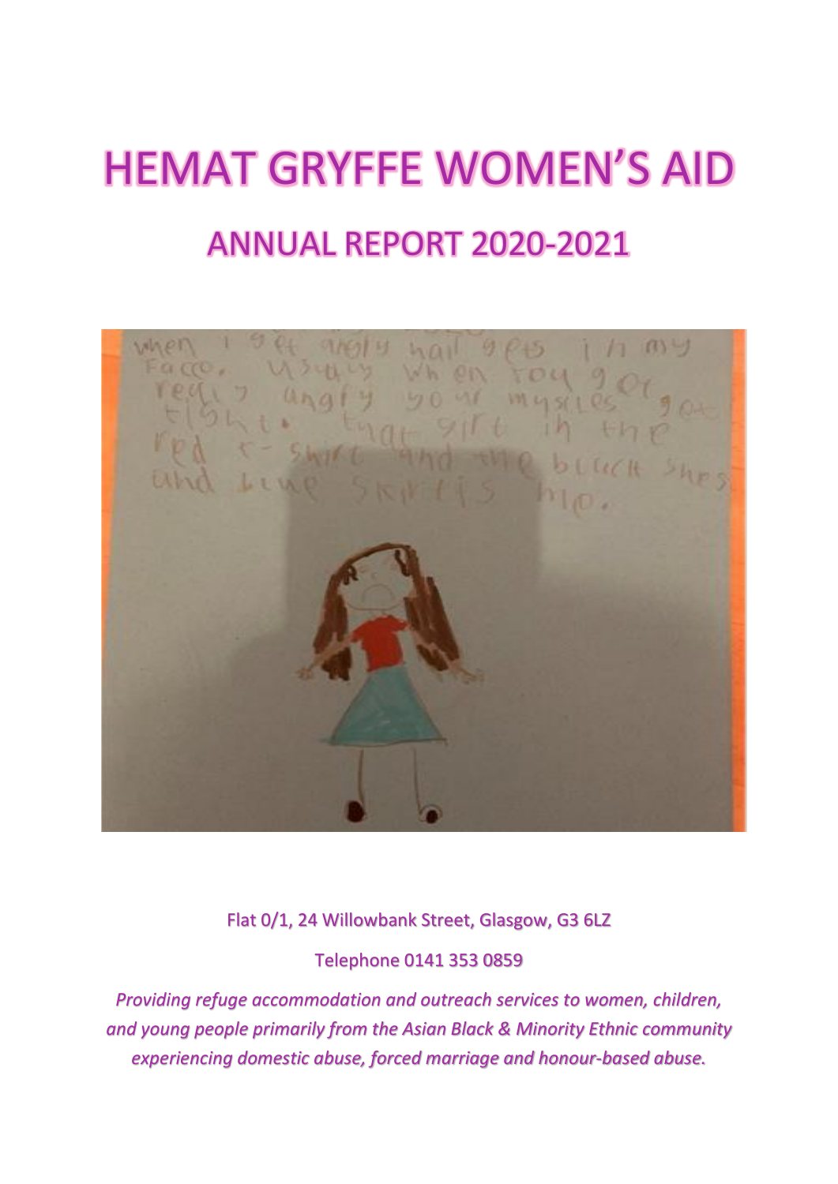# HEMAT GRYFFE WOMEN'S AID

## ANNUAL REPORT 2020-2021

Flat 0/1, 24 Willowbank Street, Glasgow, G3 6LZ

Telephone 0141 353 0859

*Providing refuge accommodation and outreach services to women, children, and young people primarily from the Asian Black & Minority Ethnic community experiencing domestic abuse, forced marriage and honour-based abuse.*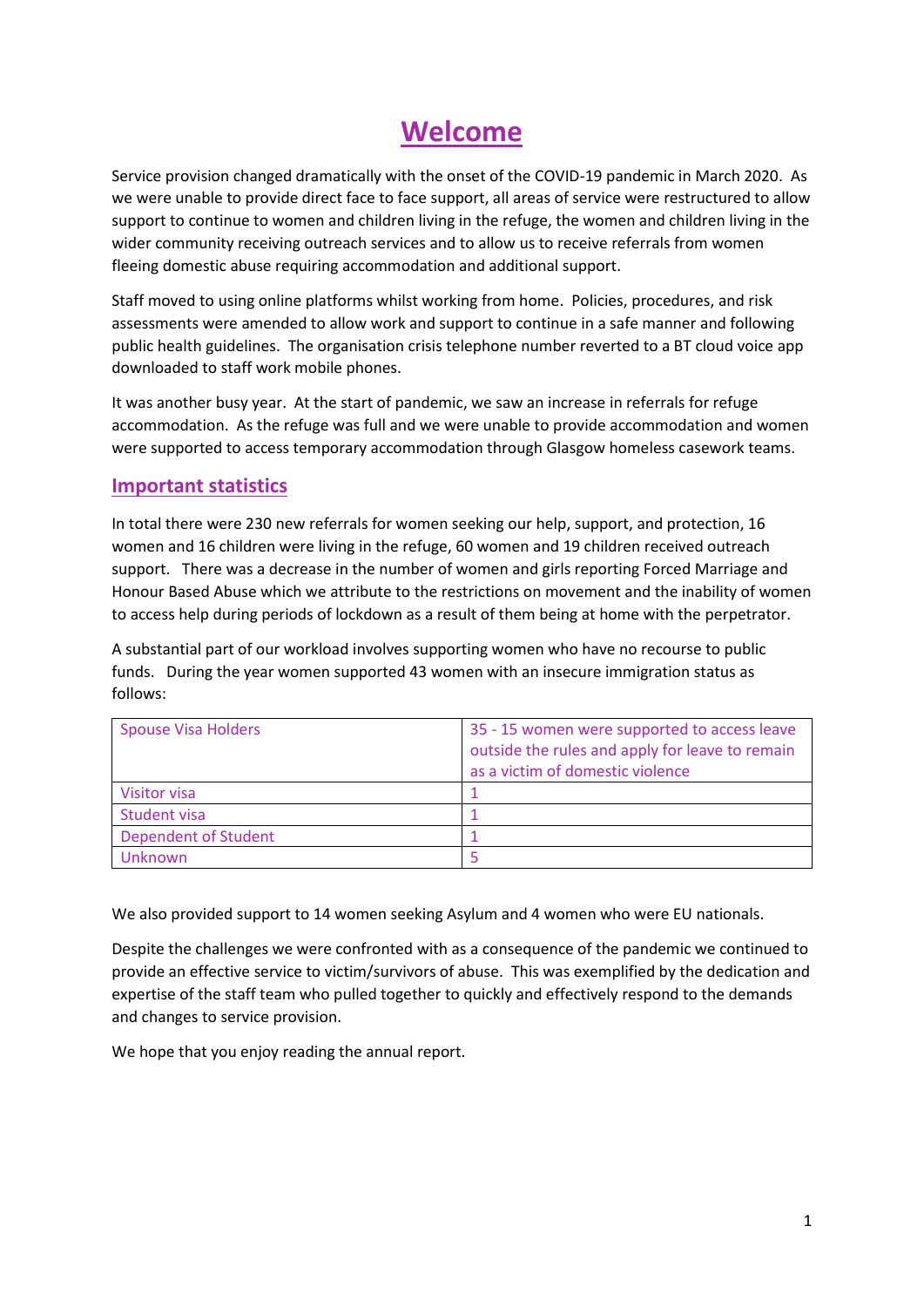# Welcome

Service provision changed dramatically with the onset of the COVID-19 pandemic in March 2020. As we were unable to provide direct face to face support, all areas of service were restructured to allow support to continue to women and children living in the refuge, the women and children living in the wider community receiving outreach services and to allow us to receive referrals from women fleeing domestic abuse requiring accommodation and additional support.

Staff moved to using online platforms whilst working from home. Policies, procedures, and risk assessments were amended to allow work and support to continue in a safe manner and following public health guidelines. The organisation crisis telephone number reverted to a BT cloud voice app downloaded to staff work mobile phones.

It was another busy year. At the start of pandemic, we saw an increase in referrals for refuge accommodation. As the refuge was full and we were unable to provide accommodation and women were supported to access temporary accommodation through Glasgow homeless casework teams.

## Important statistics

In total there were 230 new referrals for women seeking our help, support, and protection, 16 women and 16 children were living in the refuge, 60 women and 19 children received outreach support. There was a decrease in the number of women and girls reporting Forced Marriage and Honour Based Abuse which we attribute to the restrictions on movement and the inability of women to access help during periods of lockdown as a result of them being at home with the perpetrator.

A substantial part of our workload involves supporting women who have no recourse to public funds. During the year women supported 43 women with an insecure immigration status as follows:

| | |
|---|---|
| Spouse Visa Holders | 35 - 15 women were supported to access leave outside the rules and apply for leave to remain as a victim of domestic violence |
| Visitor visa | 1 |
| Student visa | 1 |
| Dependent of Student | 1 |
| Unknown | 5 |

We also provided support to 14 women seeking Asylum and 4 women who were EU nationals.

Despite the challenges we were confronted with as a consequence of the pandemic we continued to provide an effective service to victim/survivors of abuse. This was exemplified by the dedication and expertise of the staff team who pulled together to quickly and effectively respond to the demands and changes to service provision.

We hope that you enjoy reading the annual report.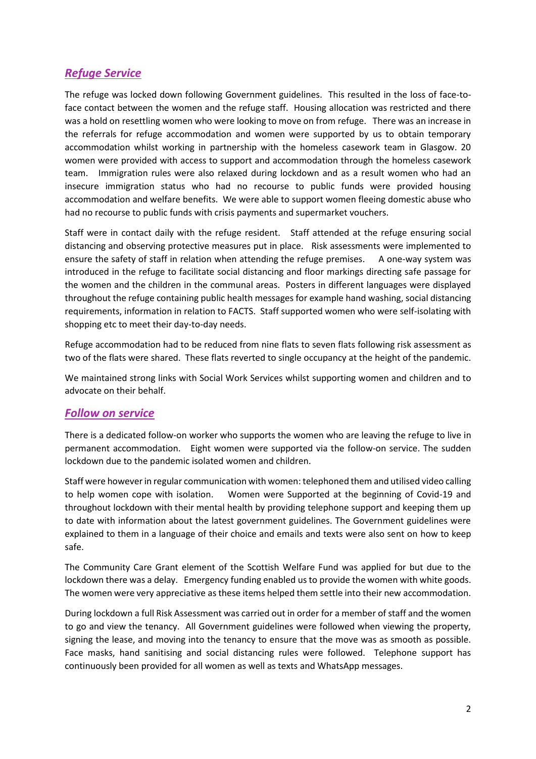## *Refuge Service*

The refuge was locked down following Government guidelines. This resulted in the loss of face-to-face contact between the women and the refuge staff. Housing allocation was restricted and there was a hold on resettling women who were looking to move on from refuge. There was an increase in the referrals for refuge accommodation and women were supported by us to obtain temporary accommodation whilst working in partnership with the homeless casework team in Glasgow. 20 women were provided with access to support and accommodation through the homeless casework team. Immigration rules were also relaxed during lockdown and as a result women who had an insecure immigration status who had no recourse to public funds were provided housing accommodation and welfare benefits. We were able to support women fleeing domestic abuse who had no recourse to public funds with crisis payments and supermarket vouchers.

Staff were in contact daily with the refuge resident. Staff attended at the refuge ensuring social distancing and observing protective measures put in place. Risk assessments were implemented to ensure the safety of staff in relation when attending the refuge premises. A one-way system was introduced in the refuge to facilitate social distancing and floor markings directing safe passage for the women and the children in the communal areas. Posters in different languages were displayed throughout the refuge containing public health messages for example hand washing, social distancing requirements, information in relation to FACTS. Staff supported women who were self-isolating with shopping etc to meet their day-to-day needs.

Refuge accommodation had to be reduced from nine flats to seven flats following risk assessment as two of the flats were shared. These flats reverted to single occupancy at the height of the pandemic.

We maintained strong links with Social Work Services whilst supporting women and children and to advocate on their behalf.

## *Follow on service*

There is a dedicated follow-on worker who supports the women who are leaving the refuge to live in permanent accommodation. Eight women were supported via the follow-on service. The sudden lockdown due to the pandemic isolated women and children.

Staff were however in regular communication with women: telephoned them and utilised video calling to help women cope with isolation. Women were Supported at the beginning of Covid-19 and throughout lockdown with their mental health by providing telephone support and keeping them up to date with information about the latest government guidelines. The Government guidelines were explained to them in a language of their choice and emails and texts were also sent on how to keep safe.

The Community Care Grant element of the Scottish Welfare Fund was applied for but due to the lockdown there was a delay. Emergency funding enabled us to provide the women with white goods. The women were very appreciative as these items helped them settle into their new accommodation.

During lockdown a full Risk Assessment was carried out in order for a member of staff and the women to go and view the tenancy. All Government guidelines were followed when viewing the property, signing the lease, and moving into the tenancy to ensure that the move was as smooth as possible. Face masks, hand sanitising and social distancing rules were followed. Telephone support has continuously been provided for all women as well as texts and WhatsApp messages.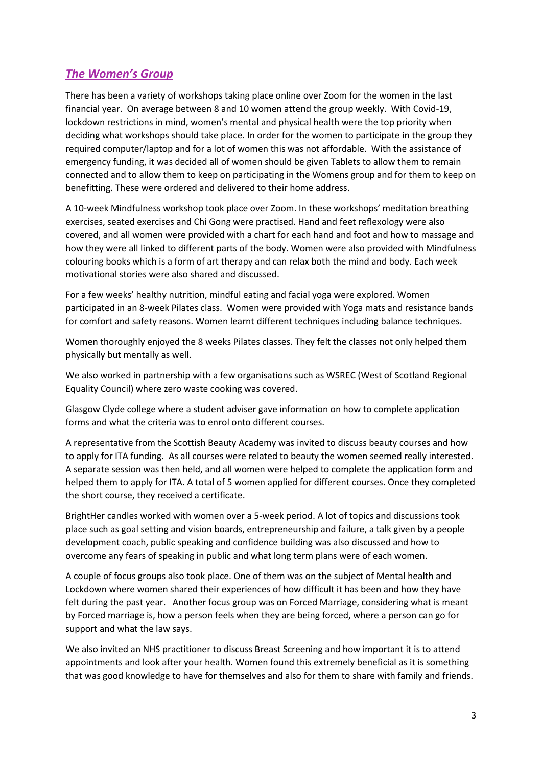## ***The Women's Group***

There has been a variety of workshops taking place online over Zoom for the women in the last financial year. On average between 8 and 10 women attend the group weekly. With Covid-19, lockdown restrictions in mind, women's mental and physical health were the top priority when deciding what workshops should take place. In order for the women to participate in the group they required computer/laptop and for a lot of women this was not affordable. With the assistance of emergency funding, it was decided all of women should be given Tablets to allow them to remain connected and to allow them to keep on participating in the Womens group and for them to keep on benefitting. These were ordered and delivered to their home address.

A 10-week Mindfulness workshop took place over Zoom. In these workshops' meditation breathing exercises, seated exercises and Chi Gong were practised. Hand and feet reflexology were also covered, and all women were provided with a chart for each hand and foot and how to massage and how they were all linked to different parts of the body. Women were also provided with Mindfulness colouring books which is a form of art therapy and can relax both the mind and body. Each week motivational stories were also shared and discussed.

For a few weeks' healthy nutrition, mindful eating and facial yoga were explored. Women participated in an 8-week Pilates class. Women were provided with Yoga mats and resistance bands for comfort and safety reasons. Women learnt different techniques including balance techniques.

Women thoroughly enjoyed the 8 weeks Pilates classes. They felt the classes not only helped them physically but mentally as well.

We also worked in partnership with a few organisations such as WSREC (West of Scotland Regional Equality Council) where zero waste cooking was covered.

Glasgow Clyde college where a student adviser gave information on how to complete application forms and what the criteria was to enrol onto different courses.

A representative from the Scottish Beauty Academy was invited to discuss beauty courses and how to apply for ITA funding. As all courses were related to beauty the women seemed really interested. A separate session was then held, and all women were helped to complete the application form and helped them to apply for ITA. A total of 5 women applied for different courses. Once they completed the short course, they received a certificate.

BrightHer candles worked with women over a 5-week period. A lot of topics and discussions took place such as goal setting and vision boards, entrepreneurship and failure, a talk given by a people development coach, public speaking and confidence building was also discussed and how to overcome any fears of speaking in public and what long term plans were of each women.

A couple of focus groups also took place. One of them was on the subject of Mental health and Lockdown where women shared their experiences of how difficult it has been and how they have felt during the past year. Another focus group was on Forced Marriage, considering what is meant by Forced marriage is, how a person feels when they are being forced, where a person can go for support and what the law says.

We also invited an NHS practitioner to discuss Breast Screening and how important it is to attend appointments and look after your health. Women found this extremely beneficial as it is something that was good knowledge to have for themselves and also for them to share with family and friends.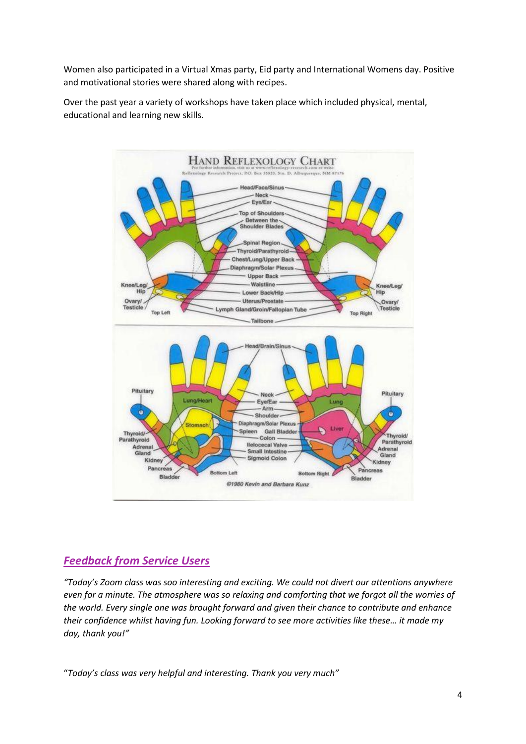Women also participated in a Virtual Xmas party, Eid party and International Womens day. Positive and motivational stories were shared along with recipes.

Over the past year a variety of workshops have taken place which included physical, mental, educational and learning new skills.

## ***Feedback from Service Users***

*"Today's Zoom class was soo interesting and exciting. We could not divert our attentions anywhere even for a minute. The atmosphere was so relaxing and comforting that we forgot all the worries of the world. Every single one was brought forward and given their chance to contribute and enhance their confidence whilst having fun. Looking forward to see more activities like these… it made my day, thank you!"*

"*Today's class was very helpful and interesting. Thank you very much"*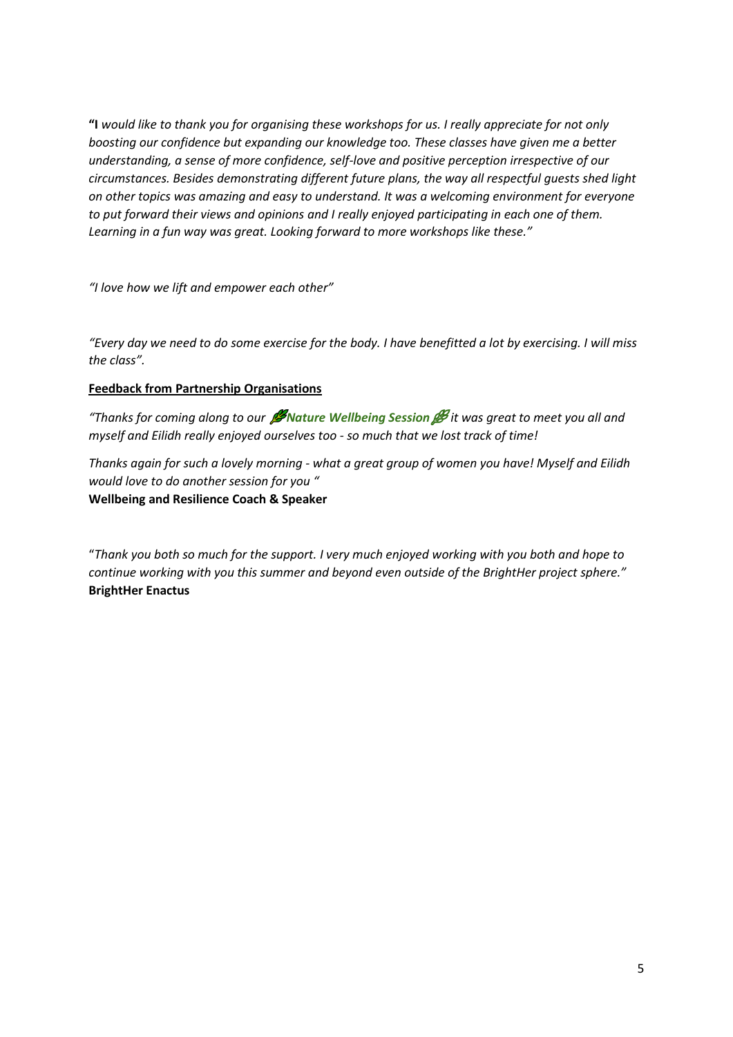**"I** *would like to thank you for organising these workshops for us. I really appreciate for not only boosting our confidence but expanding our knowledge too. These classes have given me a better understanding, a sense of more confidence, self-love and positive perception irrespective of our circumstances. Besides demonstrating different future plans, the way all respectful guests shed light on other topics was amazing and easy to understand. It was a welcoming environment for everyone to put forward their views and opinions and I really enjoyed participating in each one of them. Learning in a fun way was great. Looking forward to more workshops like these."*

*"I love how we lift and empower each other"*

*"Every day we need to do some exercise for the body. I have benefitted a lot by exercising. I will miss the class".*

**Feedback from Partnership Organisations**

*"Thanks for coming along to our 🌿**Nature Wellbeing Session**🌿 it was great to meet you all and myself and Eilidh really enjoyed ourselves too - so much that we lost track of time!*

*Thanks again for such a lovely morning - what a great group of women you have! Myself and Eilidh would love to do another session for you "*
**Wellbeing and Resilience Coach & Speaker**

"*Thank you both so much for the support. I very much enjoyed working with you both and hope to continue working with you this summer and beyond even outside of the BrightHer project sphere."*
**BrightHer Enactus**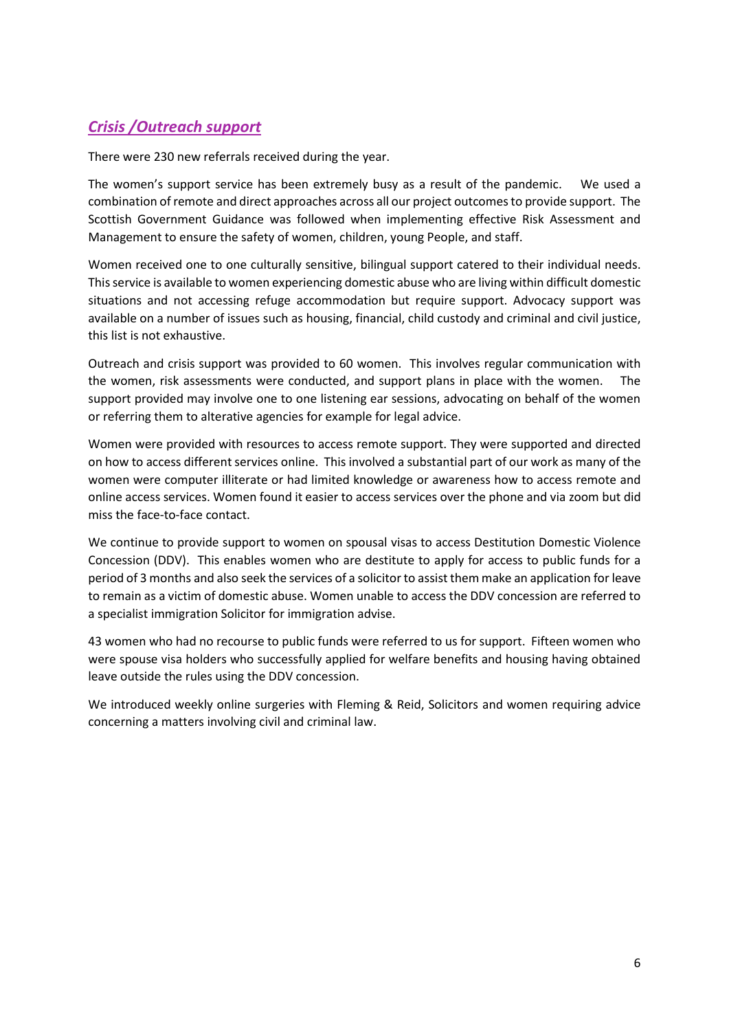## ***Crisis /Outreach support***

There were 230 new referrals received during the year.

The women's support service has been extremely busy as a result of the pandemic. We used a combination of remote and direct approaches across all our project outcomes to provide support. The Scottish Government Guidance was followed when implementing effective Risk Assessment and Management to ensure the safety of women, children, young People, and staff.

Women received one to one culturally sensitive, bilingual support catered to their individual needs. This service is available to women experiencing domestic abuse who are living within difficult domestic situations and not accessing refuge accommodation but require support. Advocacy support was available on a number of issues such as housing, financial, child custody and criminal and civil justice, this list is not exhaustive.

Outreach and crisis support was provided to 60 women. This involves regular communication with the women, risk assessments were conducted, and support plans in place with the women. The support provided may involve one to one listening ear sessions, advocating on behalf of the women or referring them to alterative agencies for example for legal advice.

Women were provided with resources to access remote support. They were supported and directed on how to access different services online. This involved a substantial part of our work as many of the women were computer illiterate or had limited knowledge or awareness how to access remote and online access services. Women found it easier to access services over the phone and via zoom but did miss the face-to-face contact.

We continue to provide support to women on spousal visas to access Destitution Domestic Violence Concession (DDV). This enables women who are destitute to apply for access to public funds for a period of 3 months and also seek the services of a solicitor to assist them make an application for leave to remain as a victim of domestic abuse. Women unable to access the DDV concession are referred to a specialist immigration Solicitor for immigration advise.

43 women who had no recourse to public funds were referred to us for support. Fifteen women who were spouse visa holders who successfully applied for welfare benefits and housing having obtained leave outside the rules using the DDV concession.

We introduced weekly online surgeries with Fleming & Reid, Solicitors and women requiring advice concerning a matters involving civil and criminal law.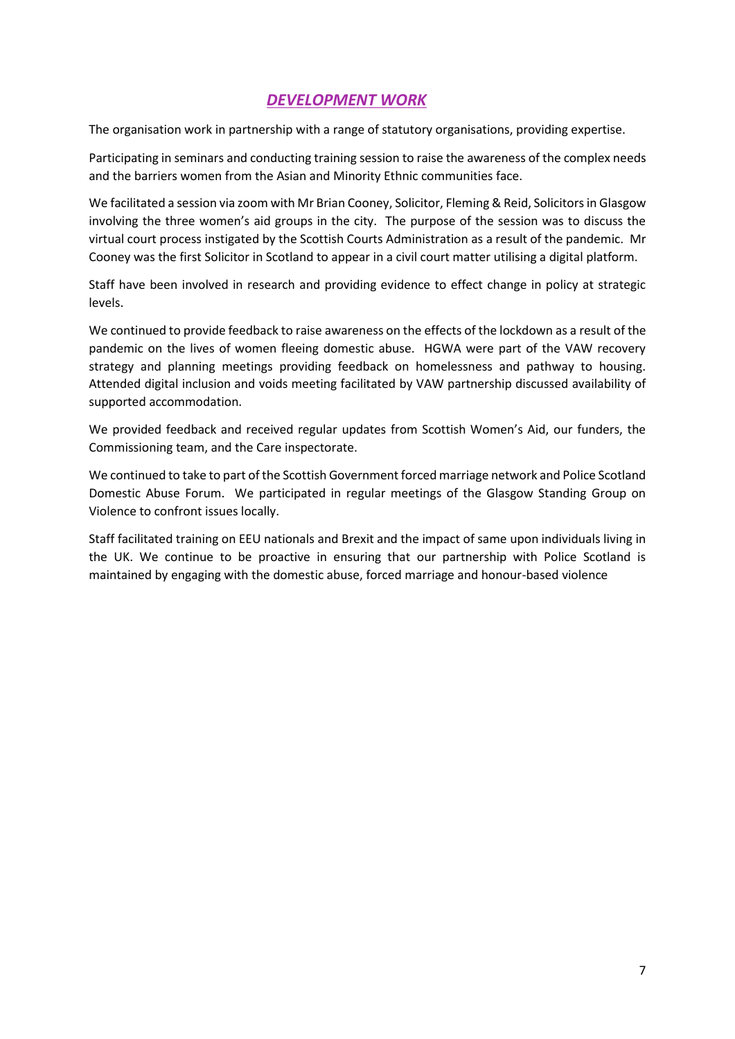## ***DEVELOPMENT WORK***

The organisation work in partnership with a range of statutory organisations, providing expertise.

Participating in seminars and conducting training session to raise the awareness of the complex needs and the barriers women from the Asian and Minority Ethnic communities face.

We facilitated a session via zoom with Mr Brian Cooney, Solicitor, Fleming & Reid, Solicitors in Glasgow involving the three women's aid groups in the city. The purpose of the session was to discuss the virtual court process instigated by the Scottish Courts Administration as a result of the pandemic. Mr Cooney was the first Solicitor in Scotland to appear in a civil court matter utilising a digital platform.

Staff have been involved in research and providing evidence to effect change in policy at strategic levels.

We continued to provide feedback to raise awareness on the effects of the lockdown as a result of the pandemic on the lives of women fleeing domestic abuse. HGWA were part of the VAW recovery strategy and planning meetings providing feedback on homelessness and pathway to housing. Attended digital inclusion and voids meeting facilitated by VAW partnership discussed availability of supported accommodation.

We provided feedback and received regular updates from Scottish Women's Aid, our funders, the Commissioning team, and the Care inspectorate.

We continued to take to part of the Scottish Government forced marriage network and Police Scotland Domestic Abuse Forum. We participated in regular meetings of the Glasgow Standing Group on Violence to confront issues locally.

Staff facilitated training on EEU nationals and Brexit and the impact of same upon individuals living in the UK. We continue to be proactive in ensuring that our partnership with Police Scotland is maintained by engaging with the domestic abuse, forced marriage and honour-based violence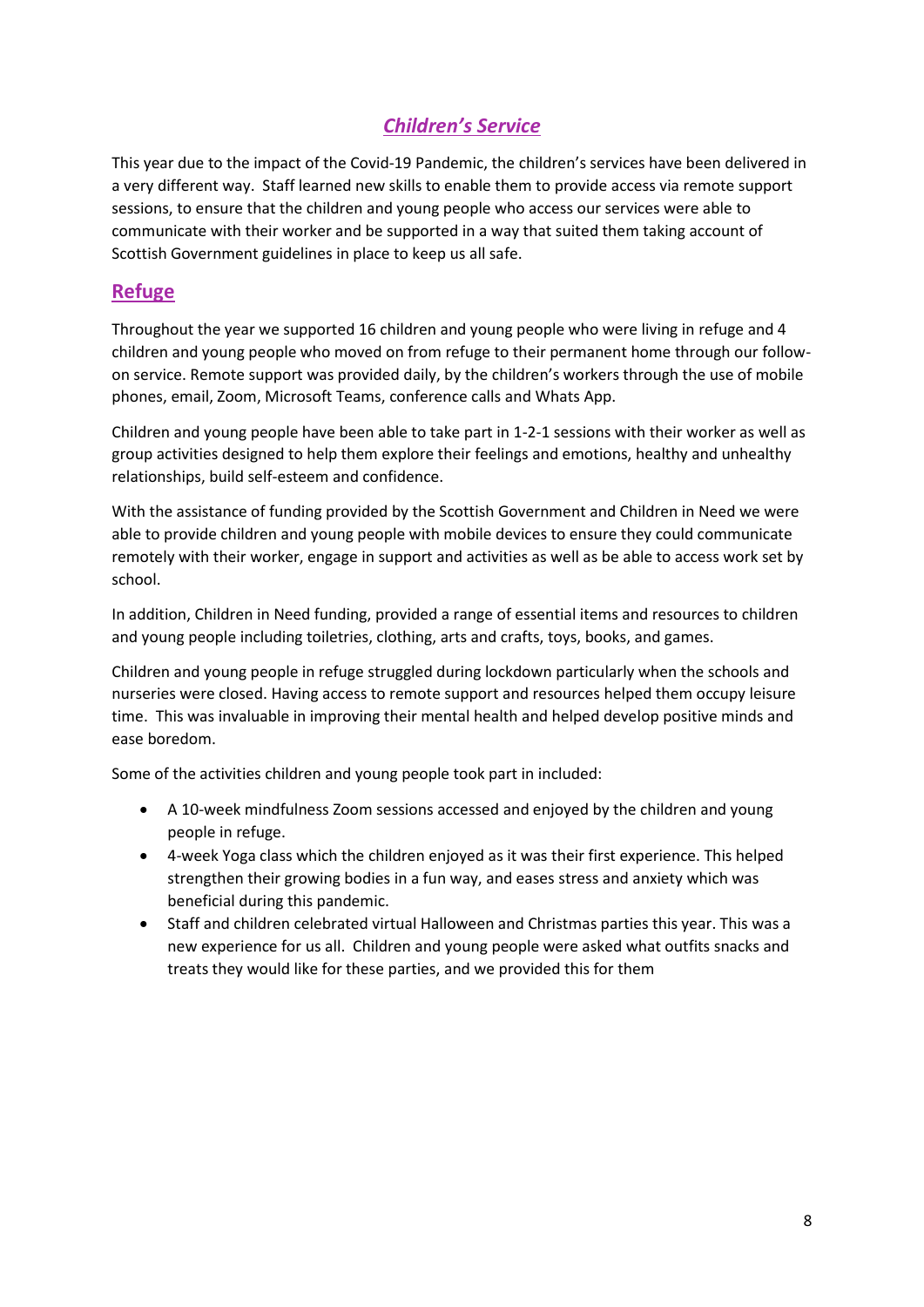## *Children's Service*

This year due to the impact of the Covid-19 Pandemic, the children's services have been delivered in a very different way. Staff learned new skills to enable them to provide access via remote support sessions, to ensure that the children and young people who access our services were able to communicate with their worker and be supported in a way that suited them taking account of Scottish Government guidelines in place to keep us all safe.

## Refuge

Throughout the year we supported 16 children and young people who were living in refuge and 4 children and young people who moved on from refuge to their permanent home through our follow-on service. Remote support was provided daily, by the children's workers through the use of mobile phones, email, Zoom, Microsoft Teams, conference calls and Whats App.

Children and young people have been able to take part in 1-2-1 sessions with their worker as well as group activities designed to help them explore their feelings and emotions, healthy and unhealthy relationships, build self-esteem and confidence.

With the assistance of funding provided by the Scottish Government and Children in Need we were able to provide children and young people with mobile devices to ensure they could communicate remotely with their worker, engage in support and activities as well as be able to access work set by school.

In addition, Children in Need funding, provided a range of essential items and resources to children and young people including toiletries, clothing, arts and crafts, toys, books, and games.

Children and young people in refuge struggled during lockdown particularly when the schools and nurseries were closed. Having access to remote support and resources helped them occupy leisure time. This was invaluable in improving their mental health and helped develop positive minds and ease boredom.

Some of the activities children and young people took part in included:

- A 10-week mindfulness Zoom sessions accessed and enjoyed by the children and young people in refuge.
- 4-week Yoga class which the children enjoyed as it was their first experience. This helped strengthen their growing bodies in a fun way, and eases stress and anxiety which was beneficial during this pandemic.
- Staff and children celebrated virtual Halloween and Christmas parties this year. This was a new experience for us all. Children and young people were asked what outfits snacks and treats they would like for these parties, and we provided this for them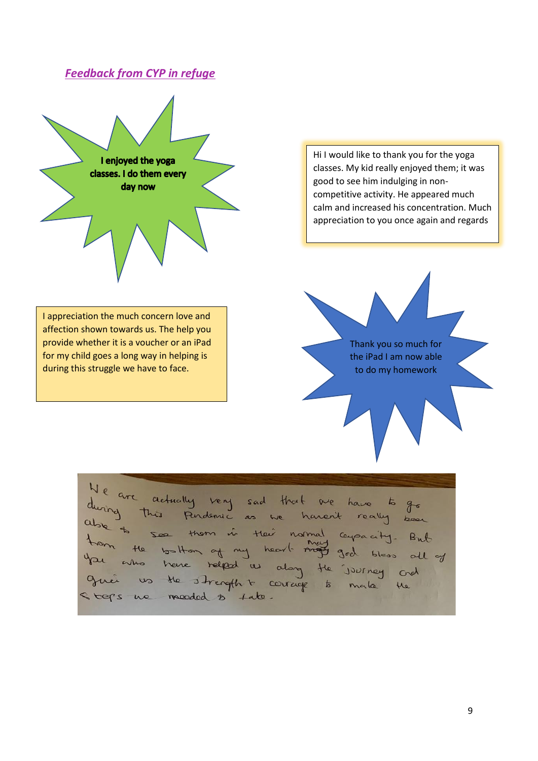## *Feedback from CYP in refuge*

**I enjoyed the yoga classes. I do them every day now**

Hi I would like to thank you for the yoga classes. My kid really enjoyed them; it was good to see him indulging in non-competitive activity. He appeared much calm and increased his concentration. Much appreciation to you once again and regards

I appreciation the much concern love and affection shown towards us. The help you provide whether it is a voucher or an iPad for my child goes a long way in helping is during this struggle we have to face.

Thank you so much for the iPad I am now able to do my homework

We are actually very sad that we have to go during this Pandemic as we haven't really been able to see them in their normal capacity. But from the bottom of my heart may god bless all of you who have helped us along the journey and given us the strength & courage to make the steps we needed to take.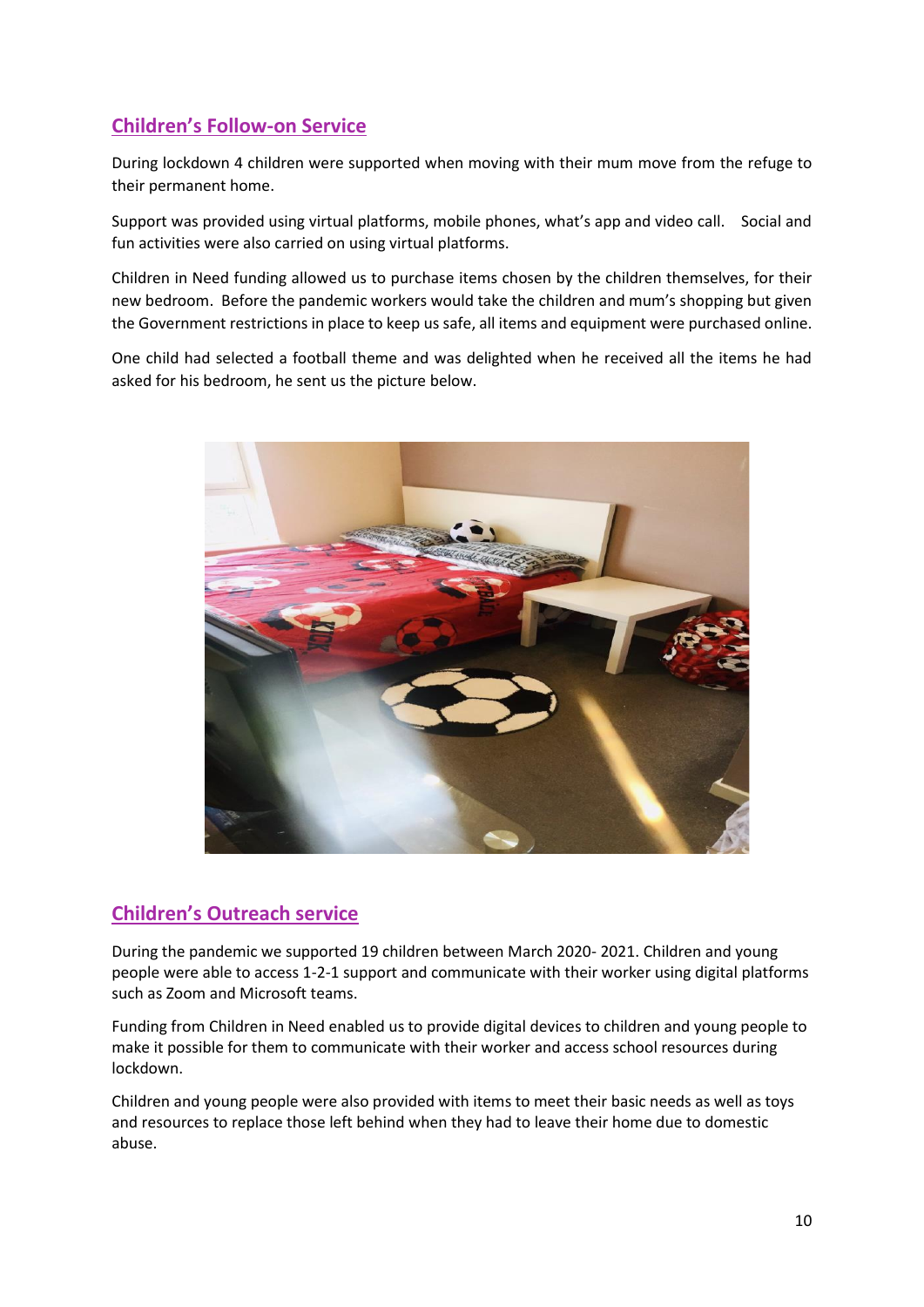## Children's Follow-on Service

During lockdown 4 children were supported when moving with their mum move from the refuge to their permanent home.

Support was provided using virtual platforms, mobile phones, what's app and video call. Social and fun activities were also carried on using virtual platforms.

Children in Need funding allowed us to purchase items chosen by the children themselves, for their new bedroom. Before the pandemic workers would take the children and mum's shopping but given the Government restrictions in place to keep us safe, all items and equipment were purchased online.

One child had selected a football theme and was delighted when he received all the items he had asked for his bedroom, he sent us the picture below.

## Children's Outreach service

During the pandemic we supported 19 children between March 2020- 2021. Children and young people were able to access 1-2-1 support and communicate with their worker using digital platforms such as Zoom and Microsoft teams.

Funding from Children in Need enabled us to provide digital devices to children and young people to make it possible for them to communicate with their worker and access school resources during lockdown.

Children and young people were also provided with items to meet their basic needs as well as toys and resources to replace those left behind when they had to leave their home due to domestic abuse.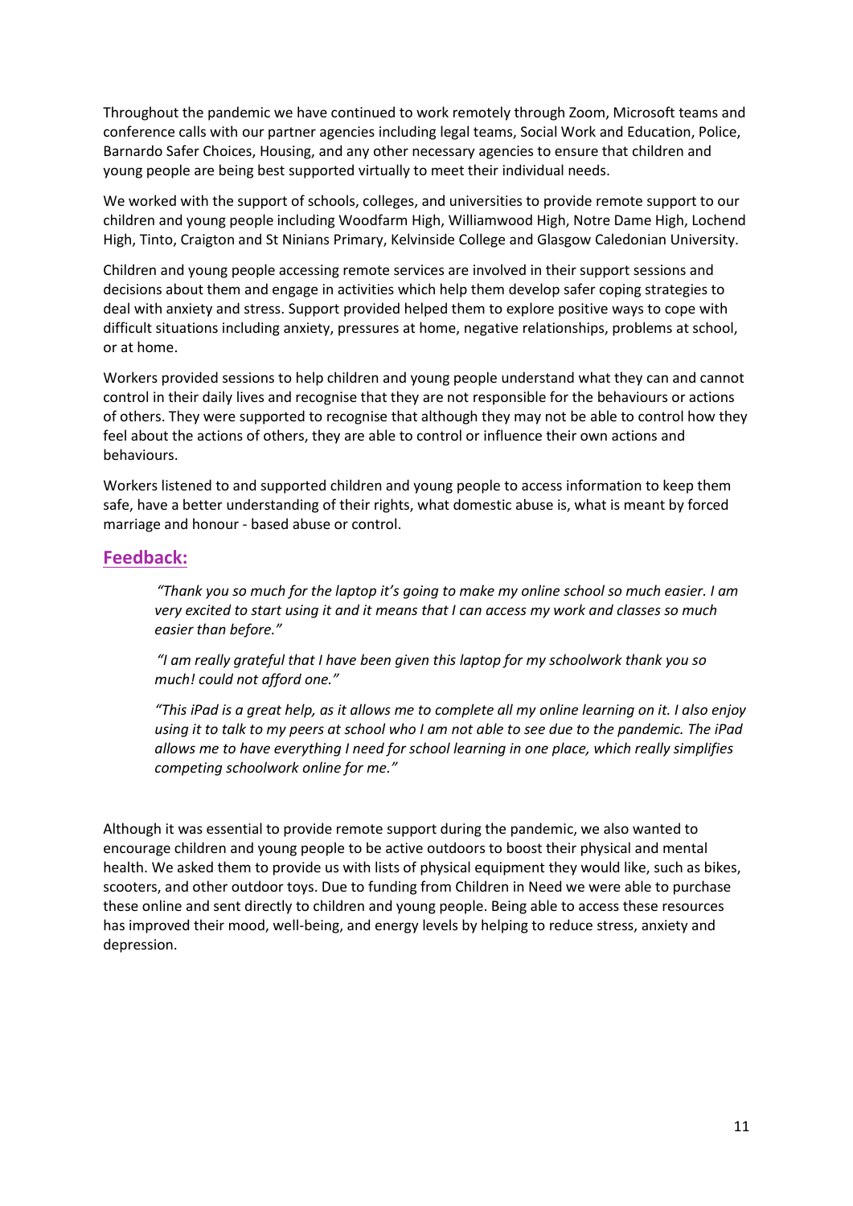Throughout the pandemic we have continued to work remotely through Zoom, Microsoft teams and conference calls with our partner agencies including legal teams, Social Work and Education, Police, Barnardo Safer Choices, Housing, and any other necessary agencies to ensure that children and young people are being best supported virtually to meet their individual needs.

We worked with the support of schools, colleges, and universities to provide remote support to our children and young people including Woodfarm High, Williamwood High, Notre Dame High, Lochend High, Tinto, Craigton and St Ninians Primary, Kelvinside College and Glasgow Caledonian University.

Children and young people accessing remote services are involved in their support sessions and decisions about them and engage in activities which help them develop safer coping strategies to deal with anxiety and stress. Support provided helped them to explore positive ways to cope with difficult situations including anxiety, pressures at home, negative relationships, problems at school, or at home.

Workers provided sessions to help children and young people understand what they can and cannot control in their daily lives and recognise that they are not responsible for the behaviours or actions of others. They were supported to recognise that although they may not be able to control how they feel about the actions of others, they are able to control or influence their own actions and behaviours.

Workers listened to and supported children and young people to access information to keep them safe, have a better understanding of their rights, what domestic abuse is, what is meant by forced marriage and honour - based abuse or control.

## Feedback:

> *"Thank you so much for the laptop it's going to make my online school so much easier. I am very excited to start using it and it means that I can access my work and classes so much easier than before."*
>
> *"I am really grateful that I have been given this laptop for my schoolwork thank you so much! could not afford one."*
>
> *"This iPad is a great help, as it allows me to complete all my online learning on it. I also enjoy using it to talk to my peers at school who I am not able to see due to the pandemic. The iPad allows me to have everything I need for school learning in one place, which really simplifies competing schoolwork online for me."*

Although it was essential to provide remote support during the pandemic, we also wanted to encourage children and young people to be active outdoors to boost their physical and mental health. We asked them to provide us with lists of physical equipment they would like, such as bikes, scooters, and other outdoor toys. Due to funding from Children in Need we were able to purchase these online and sent directly to children and young people. Being able to access these resources has improved their mood, well-being, and energy levels by helping to reduce stress, anxiety and depression.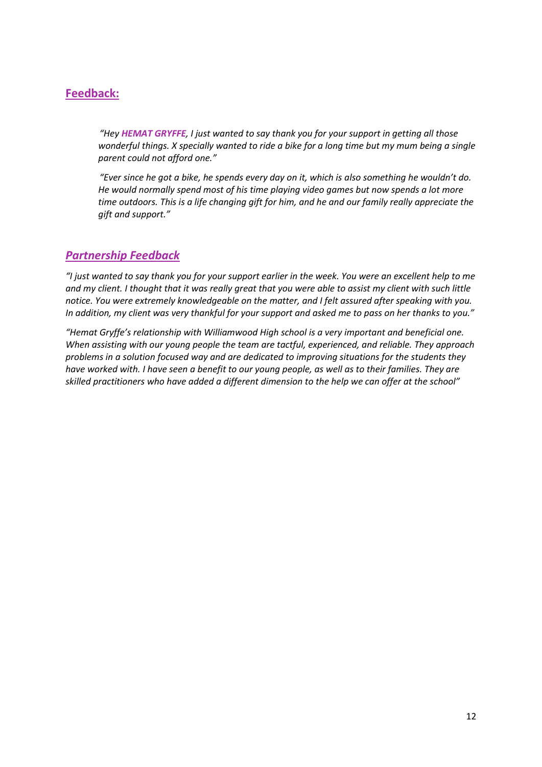## Feedback:

> *"Hey **HEMAT GRYFFE**, I just wanted to say thank you for your support in getting all those wonderful things. X specially wanted to ride a bike for a long time but my mum being a single parent could not afford one."*
>
> *"Ever since he got a bike, he spends every day on it, which is also something he wouldn't do. He would normally spend most of his time playing video games but now spends a lot more time outdoors. This is a life changing gift for him, and he and our family really appreciate the gift and support."*

## *Partnership Feedback*

*"I just wanted to say thank you for your support earlier in the week. You were an excellent help to me and my client. I thought that it was really great that you were able to assist my client with such little notice. You were extremely knowledgeable on the matter, and I felt assured after speaking with you. In addition, my client was very thankful for your support and asked me to pass on her thanks to you."*

*"Hemat Gryffe's relationship with Williamwood High school is a very important and beneficial one. When assisting with our young people the team are tactful, experienced, and reliable. They approach problems in a solution focused way and are dedicated to improving situations for the students they have worked with. I have seen a benefit to our young people, as well as to their families. They are skilled practitioners who have added a different dimension to the help we can offer at the school"*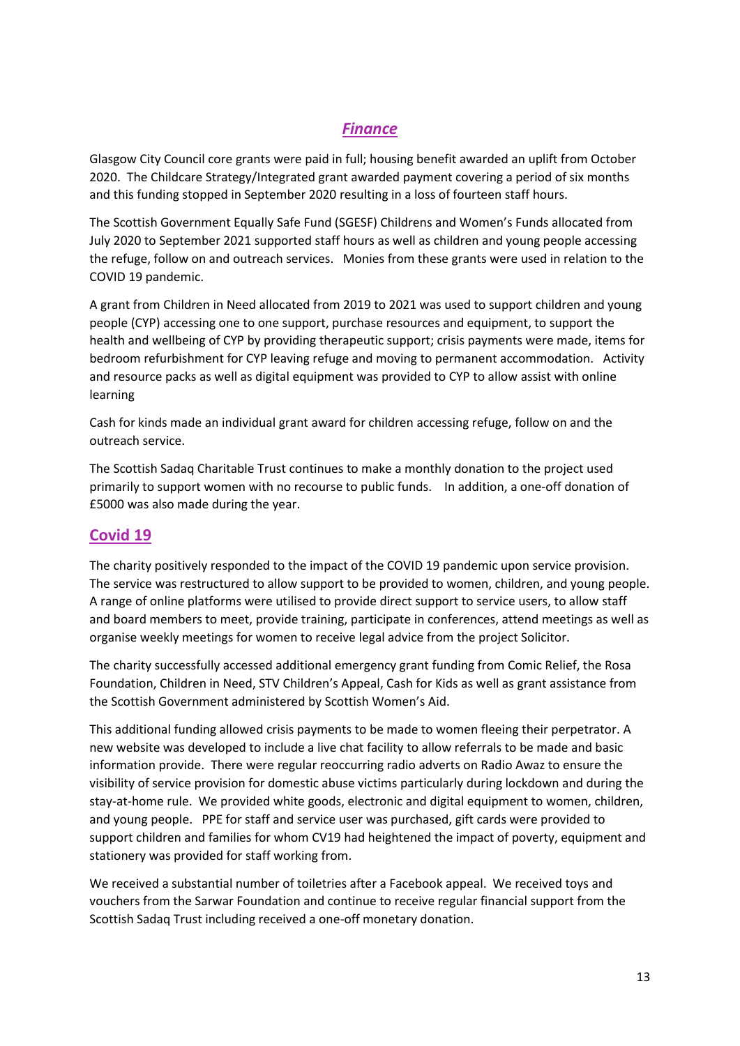## ***Finance***

Glasgow City Council core grants were paid in full; housing benefit awarded an uplift from October 2020. The Childcare Strategy/Integrated grant awarded payment covering a period of six months and this funding stopped in September 2020 resulting in a loss of fourteen staff hours.

The Scottish Government Equally Safe Fund (SGESF) Childrens and Women's Funds allocated from July 2020 to September 2021 supported staff hours as well as children and young people accessing the refuge, follow on and outreach services. Monies from these grants were used in relation to the COVID 19 pandemic.

A grant from Children in Need allocated from 2019 to 2021 was used to support children and young people (CYP) accessing one to one support, purchase resources and equipment, to support the health and wellbeing of CYP by providing therapeutic support; crisis payments were made, items for bedroom refurbishment for CYP leaving refuge and moving to permanent accommodation. Activity and resource packs as well as digital equipment was provided to CYP to allow assist with online learning

Cash for kinds made an individual grant award for children accessing refuge, follow on and the outreach service.

The Scottish Sadaq Charitable Trust continues to make a monthly donation to the project used primarily to support women with no recourse to public funds. In addition, a one-off donation of £5000 was also made during the year.

## **Covid 19**

The charity positively responded to the impact of the COVID 19 pandemic upon service provision. The service was restructured to allow support to be provided to women, children, and young people. A range of online platforms were utilised to provide direct support to service users, to allow staff and board members to meet, provide training, participate in conferences, attend meetings as well as organise weekly meetings for women to receive legal advice from the project Solicitor.

The charity successfully accessed additional emergency grant funding from Comic Relief, the Rosa Foundation, Children in Need, STV Children's Appeal, Cash for Kids as well as grant assistance from the Scottish Government administered by Scottish Women's Aid.

This additional funding allowed crisis payments to be made to women fleeing their perpetrator. A new website was developed to include a live chat facility to allow referrals to be made and basic information provide. There were regular reoccurring radio adverts on Radio Awaz to ensure the visibility of service provision for domestic abuse victims particularly during lockdown and during the stay-at-home rule. We provided white goods, electronic and digital equipment to women, children, and young people. PPE for staff and service user was purchased, gift cards were provided to support children and families for whom CV19 had heightened the impact of poverty, equipment and stationery was provided for staff working from.

We received a substantial number of toiletries after a Facebook appeal. We received toys and vouchers from the Sarwar Foundation and continue to receive regular financial support from the Scottish Sadaq Trust including received a one-off monetary donation.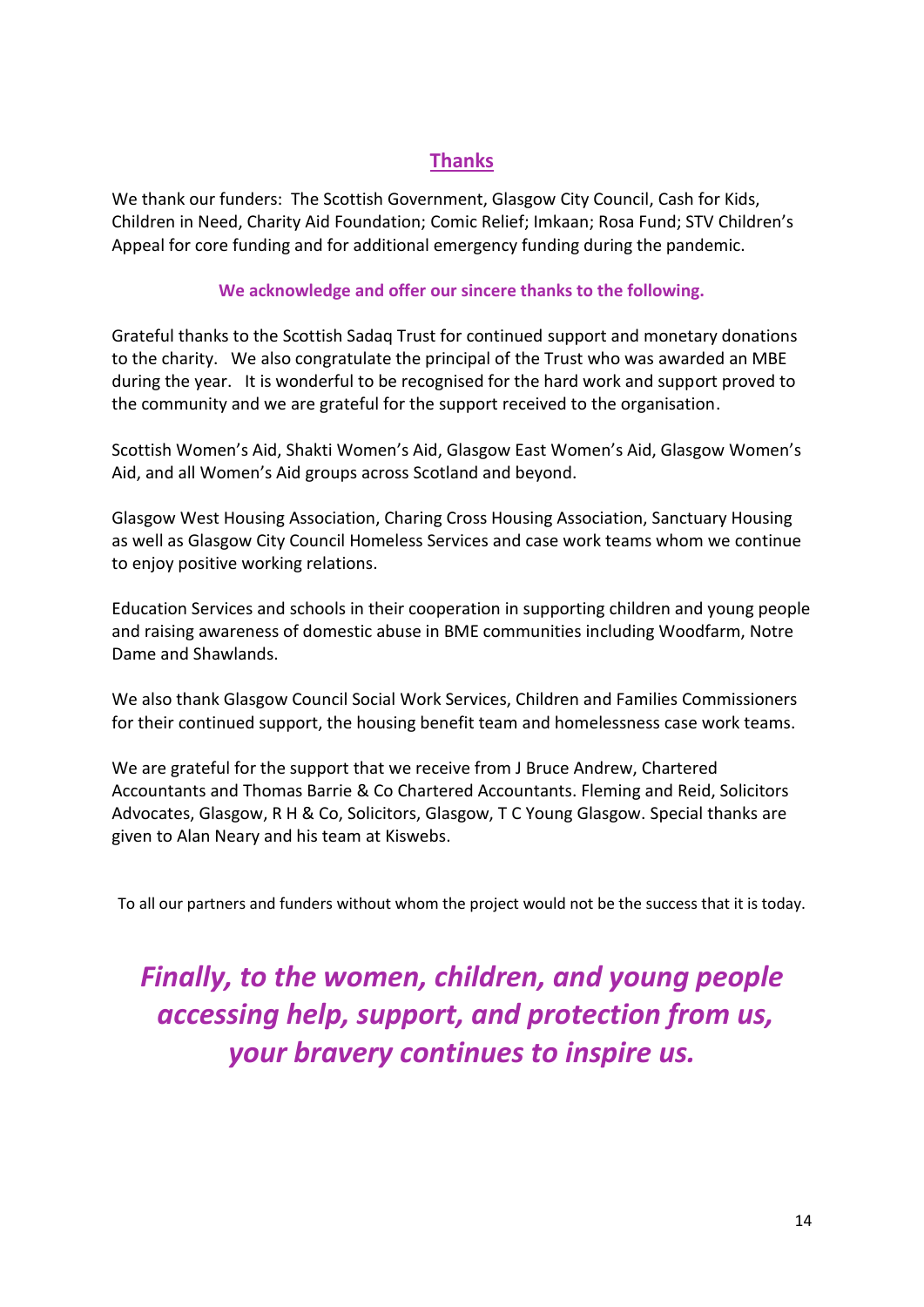## Thanks

We thank our funders: The Scottish Government, Glasgow City Council, Cash for Kids, Children in Need, Charity Aid Foundation; Comic Relief; Imkaan; Rosa Fund; STV Children's Appeal for core funding and for additional emergency funding during the pandemic.

**We acknowledge and offer our sincere thanks to the following.**

Grateful thanks to the Scottish Sadaq Trust for continued support and monetary donations to the charity. We also congratulate the principal of the Trust who was awarded an MBE during the year. It is wonderful to be recognised for the hard work and support proved to the community and we are grateful for the support received to the organisation.

Scottish Women's Aid, Shakti Women's Aid, Glasgow East Women's Aid, Glasgow Women's Aid, and all Women's Aid groups across Scotland and beyond.

Glasgow West Housing Association, Charing Cross Housing Association, Sanctuary Housing as well as Glasgow City Council Homeless Services and case work teams whom we continue to enjoy positive working relations.

Education Services and schools in their cooperation in supporting children and young people and raising awareness of domestic abuse in BME communities including Woodfarm, Notre Dame and Shawlands.

We also thank Glasgow Council Social Work Services, Children and Families Commissioners for their continued support, the housing benefit team and homelessness case work teams.

We are grateful for the support that we receive from J Bruce Andrew, Chartered Accountants and Thomas Barrie & Co Chartered Accountants. Fleming and Reid, Solicitors Advocates, Glasgow, R H & Co, Solicitors, Glasgow, T C Young Glasgow. Special thanks are given to Alan Neary and his team at Kiswebs.

To all our partners and funders without whom the project would not be the success that it is today.

***Finally, to the women, children, and young people accessing help, support, and protection from us, your bravery continues to inspire us.***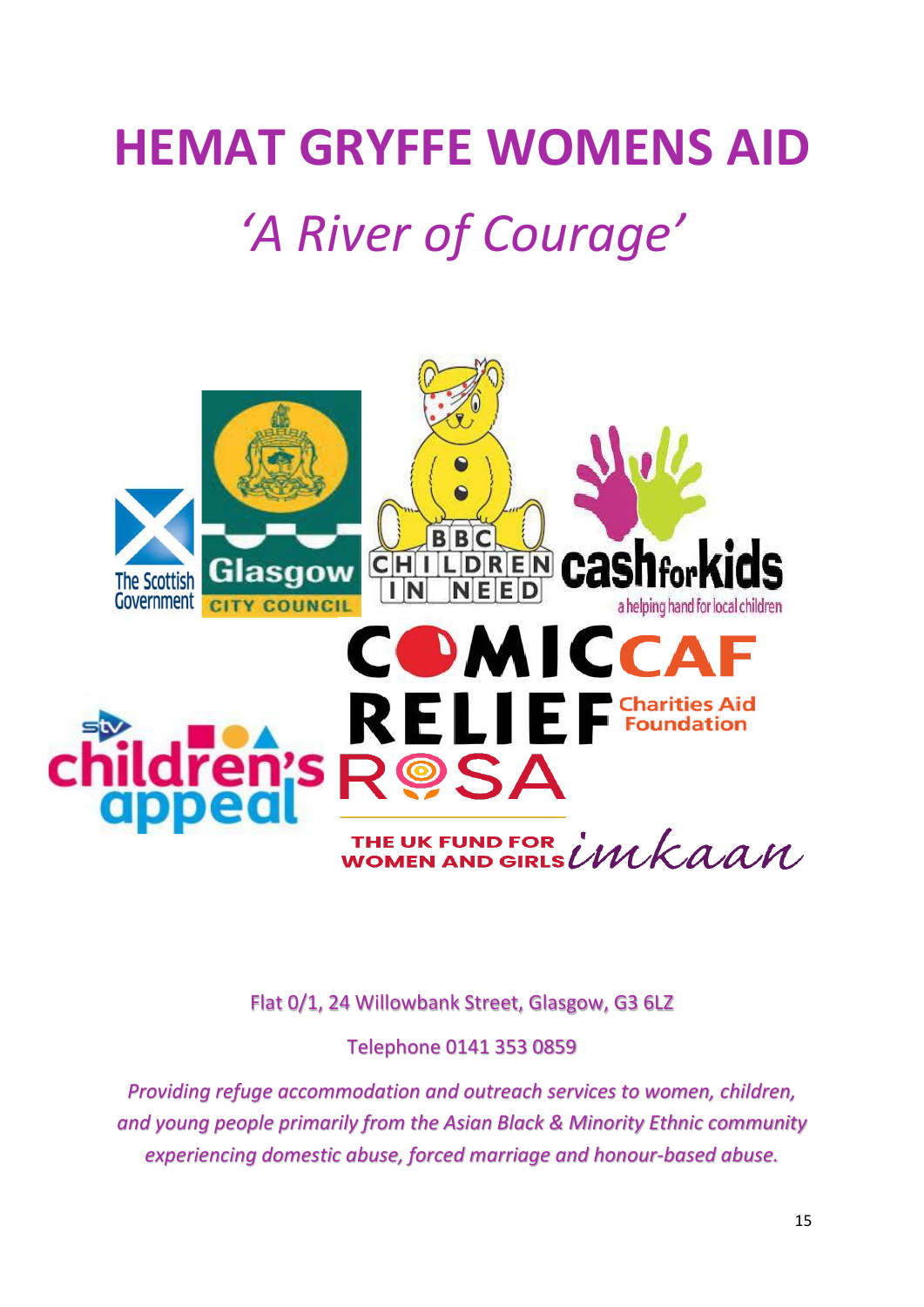# HEMAT GRYFFE WOMENS AID

## *'A River of Courage'*

Flat 0/1, 24 Willowbank Street, Glasgow, G3 6LZ

Telephone 0141 353 0859

*Providing refuge accommodation and outreach services to women, children, and young people primarily from the Asian Black & Minority Ethnic community experiencing domestic abuse, forced marriage and honour-based abuse.*